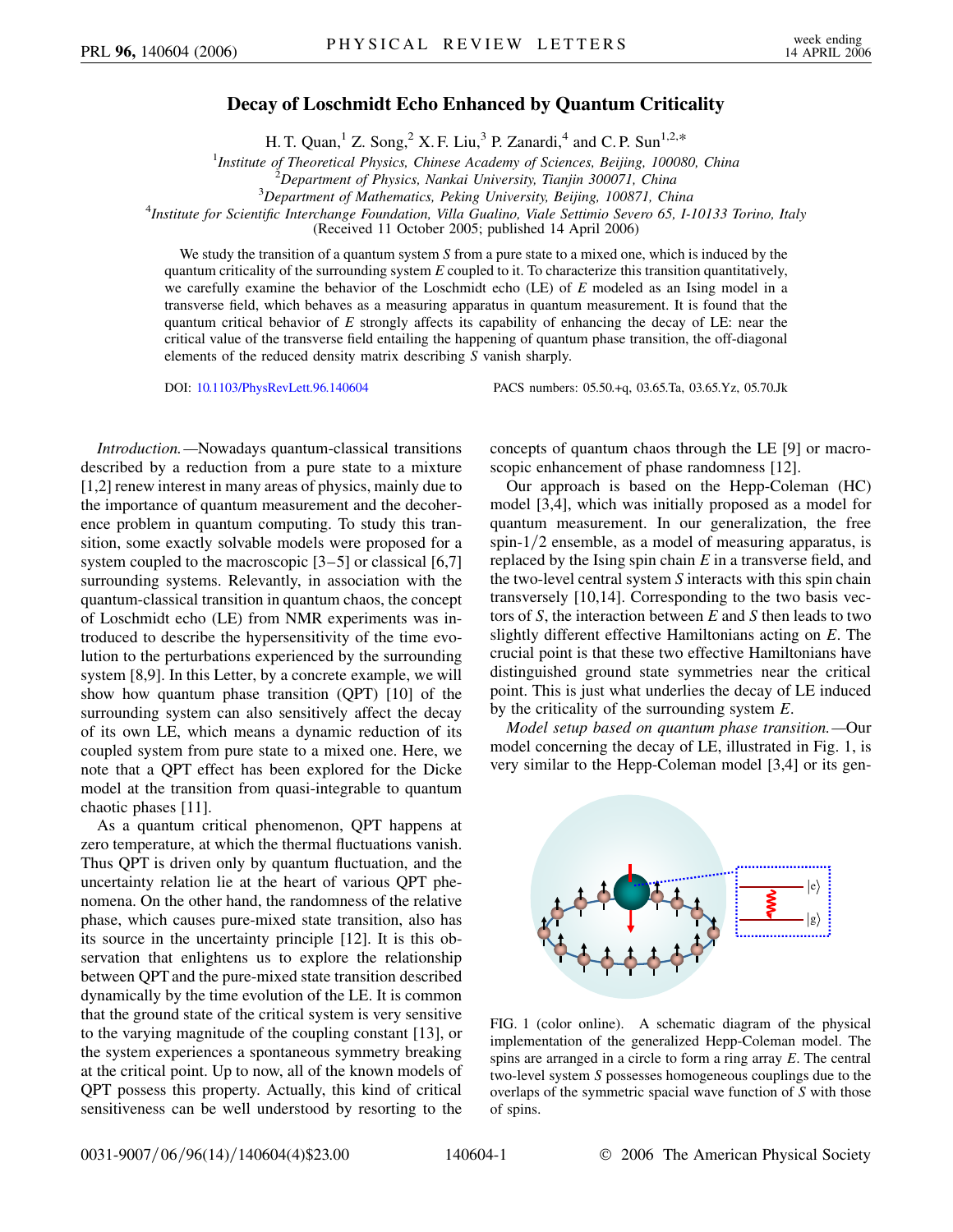# Decay of Loschmidt Echo Enhanced by Quantum Criticality

H. T. Quan,[1] Z. Song,[2] X. F. Liu,[3] P. Zanardi,[4] and C. P. Sun[1,2,*]

[1]Institute of Theoretical Physics, Chinese Academy of Sciences, Beijing, 100080, China
[2]Department of Physics, Nankai University, Tianjin 300071, China
[3]Department of Mathematics, Peking University, Beijing, 100871, China
[4]Institute for Scientific Interchange Foundation, Villa Gualino, Viale Settimio Severo 65, I-10133 Torino, Italy

(Received 11 October 2005; published 14 April 2006)

We study the transition of a quantum system $S$ from a pure state to a mixed one, which is induced by the quantum criticality of the surrounding system $E$ coupled to it. To characterize this transition quantitatively, we carefully examine the behavior of the Loschmidt echo (LE) of $E$ modeled as an Ising model in a transverse field, which behaves as a measuring apparatus in quantum measurement. It is found that the quantum critical behavior of $E$ strongly affects its capability of enhancing the decay of LE: near the critical value of the transverse field entailing the happening of quantum phase transition, the off-diagonal elements of the reduced density matrix describing $S$ vanish sharply.

DOI: 10.1103/PhysRevLett.96.140604    PACS numbers: 05.50.+q, 03.65.Ta, 03.65.Yz, 05.70.Jk

*Introduction.*—Nowadays quantum-classical transitions described by a reduction from a pure state to a mixture [1,2] renew interest in many areas of physics, mainly due to the importance of quantum measurement and the decoherence problem in quantum computing. To study this transition, some exactly solvable models were proposed for a system coupled to the macroscopic [3–5] or classical [6,7] surrounding systems. Relevantly, in association with the quantum-classical transition in quantum chaos, the concept of Loschmidt echo (LE) from NMR experiments was introduced to describe the hypersensitivity of the time evolution to the perturbations experienced by the surrounding system [8,9]. In this Letter, by a concrete example, we will show how quantum phase transition (QPT) [10] of the surrounding system can also sensitively affect the decay of its own LE, which means a dynamic reduction of its coupled system from pure state to a mixed one. Here, we note that a QPT effect has been explored for the Dicke model at the transition from quasi-integrable to quantum chaotic phases [11].

As a quantum critical phenomenon, QPT happens at zero temperature, at which the thermal fluctuations vanish. Thus QPT is driven only by quantum fluctuation, and the uncertainty relation lie at the heart of various QPT phenomena. On the other hand, the randomness of the relative phase, which causes pure-mixed state transition, also has its source in the uncertainty principle [12]. It is this observation that enlightens us to explore the relationship between QPT and the pure-mixed state transition described dynamically by the time evolution of the LE. It is common that the ground state of the critical system is very sensitive to the varying magnitude of the coupling constant [13], or the system experiences a spontaneous symmetry breaking at the critical point. Up to now, all of the known models of QPT possess this property. Actually, this kind of critical sensitiveness can be well understood by resorting to the concepts of quantum chaos through the LE [9] or macroscopic enhancement of phase randomness [12].

Our approach is based on the Hepp-Coleman (HC) model [3,4], which was initially proposed as a model for quantum measurement. In our generalization, the free spin-1/2 ensemble, as a model of measuring apparatus, is replaced by the Ising spin chain $E$ in a transverse field, and the two-level central system $S$ interacts with this spin chain transversely [10,14]. Corresponding to the two basis vectors of $S$, the interaction between $E$ and $S$ then leads to two slightly different effective Hamiltonians acting on $E$. The crucial point is that these two effective Hamiltonians have distinguished ground state symmetries near the critical point. This is just what underlies the decay of LE induced by the criticality of the surrounding system $E$.

*Model setup based on quantum phase transition.*—Our model concerning the decay of LE, illustrated in Fig. 1, is very similar to the Hepp-Coleman model [3,4] or its gen-

FIG. 1 (color online). A schematic diagram of the physical implementation of the generalized Hepp-Coleman model. The spins are arranged in a circle to form a ring array $E$. The central two-level system $S$ possesses homogeneous couplings due to the overlaps of the symmetric spacial wave function of $S$ with those of spins.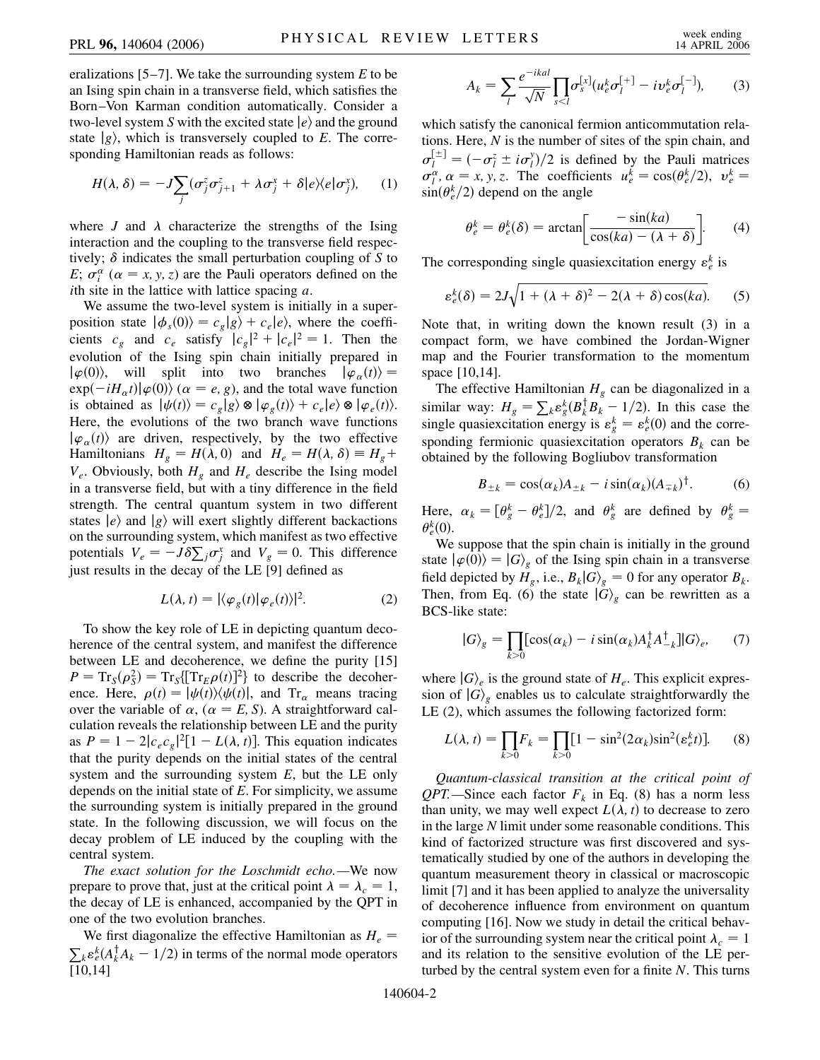eralizations [5–7]. We take the surrounding system $E$ to be an Ising spin chain in a transverse field, which satisfies the Born–Von Karman condition automatically. Consider a two-level system $S$ with the excited state $|e\rangle$ and the ground state $|g\rangle$, which is transversely coupled to $E$. The corresponding Hamiltonian reads as follows:

$$H(\lambda, \delta) = -J\sum_j (\sigma_j^z \sigma_{j+1}^z + \lambda \sigma_j^x + \delta |e\rangle\langle e| \sigma_j^x), \tag{1}$$

where $J$ and $\lambda$ characterize the strengths of the Ising interaction and the coupling to the transverse field respectively; $\delta$ indicates the small perturbation coupling of $S$ to $E$; $\sigma_i^\alpha$ ($\alpha = x, y, z$) are the Pauli operators defined on the $i$th site in the lattice with lattice spacing $a$.

We assume the two-level system is initially in a superposition state $|\phi_s(0)\rangle = c_g|g\rangle + c_e|e\rangle$, where the coefficients $c_g$ and $c_e$ satisfy $|c_g|^2 + |c_e|^2 = 1$. Then the evolution of the Ising spin chain initially prepared in $|\varphi(0)\rangle$, will split into two branches $|\varphi_\alpha(t)\rangle = \exp(-iH_\alpha t)|\varphi(0)\rangle$ ($\alpha = e, g$), and the total wave function is obtained as $|\psi(t)\rangle = c_g|g\rangle \otimes |\varphi_g(t)\rangle + c_e|e\rangle \otimes |\varphi_e(t)\rangle$. Here, the evolutions of the two branch wave functions $|\varphi_\alpha(t)\rangle$ are driven, respectively, by the two effective Hamiltonians $H_g = H(\lambda, 0)$ and $H_e = H(\lambda, \delta) \equiv H_g + V_e$. Obviously, both $H_g$ and $H_e$ describe the Ising model in a transverse field, but with a tiny difference in the field strength. The central quantum system in two different states $|e\rangle$ and $|g\rangle$ will exert slightly different backactions on the surrounding system, which manifest as two effective potentials $V_e = -J\delta \sum_j \sigma_j^x$ and $V_g = 0$. This difference just results in the decay of the LE [9] defined as

$$L(\lambda, t) = |\langle \varphi_g(t)|\varphi_e(t)\rangle|^2. \tag{2}$$

To show the key role of LE in depicting quantum decoherence of the central system, and manifest the difference between LE and decoherence, we define the purity [15] $P = \mathrm{Tr}_S(\rho_S^2) = \mathrm{Tr}_S\{[\mathrm{Tr}_E \rho(t)]^2\}$ to describe the decoherence. Here, $\rho(t) = |\psi(t)\rangle\langle\psi(t)|$, and $\mathrm{Tr}_\alpha$ means tracing over the variable of $\alpha$, ($\alpha = E, S$). A straightforward calculation reveals the relationship between LE and the purity as $P = 1 - 2|c_e c_g|^2[1 - L(\lambda, t)]$. This equation indicates that the purity depends on the initial states of the central system and the surrounding system $E$, but the LE only depends on the initial state of $E$. For simplicity, we assume the surrounding system is initially prepared in the ground state. In the following discussion, we will focus on the decay problem of LE induced by the coupling with the central system.

*The exact solution for the Loschmidt echo.*—We now prepare to prove that, just at the critical point $\lambda = \lambda_c = 1$, the decay of LE is enhanced, accompanied by the QPT in one of the two evolution branches.

We first diagonalize the effective Hamiltonian as $H_e = \sum_k \varepsilon_e^k (A_k^\dagger A_k - 1/2)$ in terms of the normal mode operators [10,14]

$$A_k = \sum_l \frac{e^{-ikal}}{\sqrt{N}} \prod_{s<l} \sigma_s^{[x]} (u_e^k \sigma_l^{[+]} - i v_e^k \sigma_l^{[-]}), \tag{3}$$

which satisfy the canonical fermion anticommutation relations. Here, $N$ is the number of sites of the spin chain, and $\sigma_l^{[\pm]} = (-\sigma_l^z \pm i\sigma_l^y)/2$ is defined by the Pauli matrices $\sigma_l^\alpha$, $\alpha = x, y, z$. The coefficients $u_e^k = \cos(\theta_e^k/2)$, $v_e^k = \sin(\theta_e^k/2)$ depend on the angle

$$\theta_e^k = \theta_e^k(\delta) = \arctan\left[\frac{-\sin(ka)}{\cos(ka) - (\lambda + \delta)}\right]. \tag{4}$$

The corresponding single quasiexcitation energy $\varepsilon_e^k$ is

$$\varepsilon_e^k(\delta) = 2J\sqrt{1 + (\lambda + \delta)^2 - 2(\lambda + \delta)\cos(ka)}. \tag{5}$$

Note that, in writing down the known result (3) in a compact form, we have combined the Jordan-Wigner map and the Fourier transformation to the momentum space [10,14].

The effective Hamiltonian $H_g$ can be diagonalized in a similar way: $H_g = \sum_k \varepsilon_g^k (B_k^\dagger B_k - 1/2)$. In this case the single quasiexcitation energy is $\varepsilon_g^k = \varepsilon_e^k(0)$ and the corresponding fermionic quasiexcitation operators $B_k$ can be obtained by the following Bogliubov transformation

$$B_{\pm k} = \cos(\alpha_k) A_{\pm k} - i \sin(\alpha_k)(A_{\mp k})^\dagger. \tag{6}$$

Here, $\alpha_k = [\theta_g^k - \theta_e^k]/2$, and $\theta_g^k$ are defined by $\theta_g^k = \theta_e^k(0)$.

We suppose that the spin chain is initially in the ground state $|\varphi(0)\rangle = |G\rangle_g$ of the Ising spin chain in a transverse field depicted by $H_g$, i.e., $B_k|G\rangle_g = 0$ for any operator $B_k$. Then, from Eq. (6) the state $|G\rangle_g$ can be rewritten as a BCS-like state:

$$|G\rangle_g = \prod_{k>0} [\cos(\alpha_k) - i\sin(\alpha_k) A_k^\dagger A_{-k}^\dagger] |G\rangle_e, \tag{7}$$

where $|G\rangle_e$ is the ground state of $H_e$. This explicit expression of $|G\rangle_g$ enables us to calculate straightforwardly the LE (2), which assumes the following factorized form:

$$L(\lambda, t) = \prod_{k>0} F_k = \prod_{k>0} [1 - \sin^2(2\alpha_k)\sin^2(\varepsilon_e^k t)]. \tag{8}$$

*Quantum-classical transition at the critical point of QPT.*—Since each factor $F_k$ in Eq. (8) has a norm less than unity, we may well expect $L(\lambda, t)$ to decrease to zero in the large $N$ limit under some reasonable conditions. This kind of factorized structure was first discovered and systematically studied by one of the authors in developing the quantum measurement theory in classical or macroscopic limit [7] and it has been applied to analyze the universality of decoherence influence from environment on quantum computing [16]. Now we study in detail the critical behavior of the surrounding system near the critical point $\lambda_c = 1$ and its relation to the sensitive evolution of the LE perturbed by the central system even for a finite $N$. This turns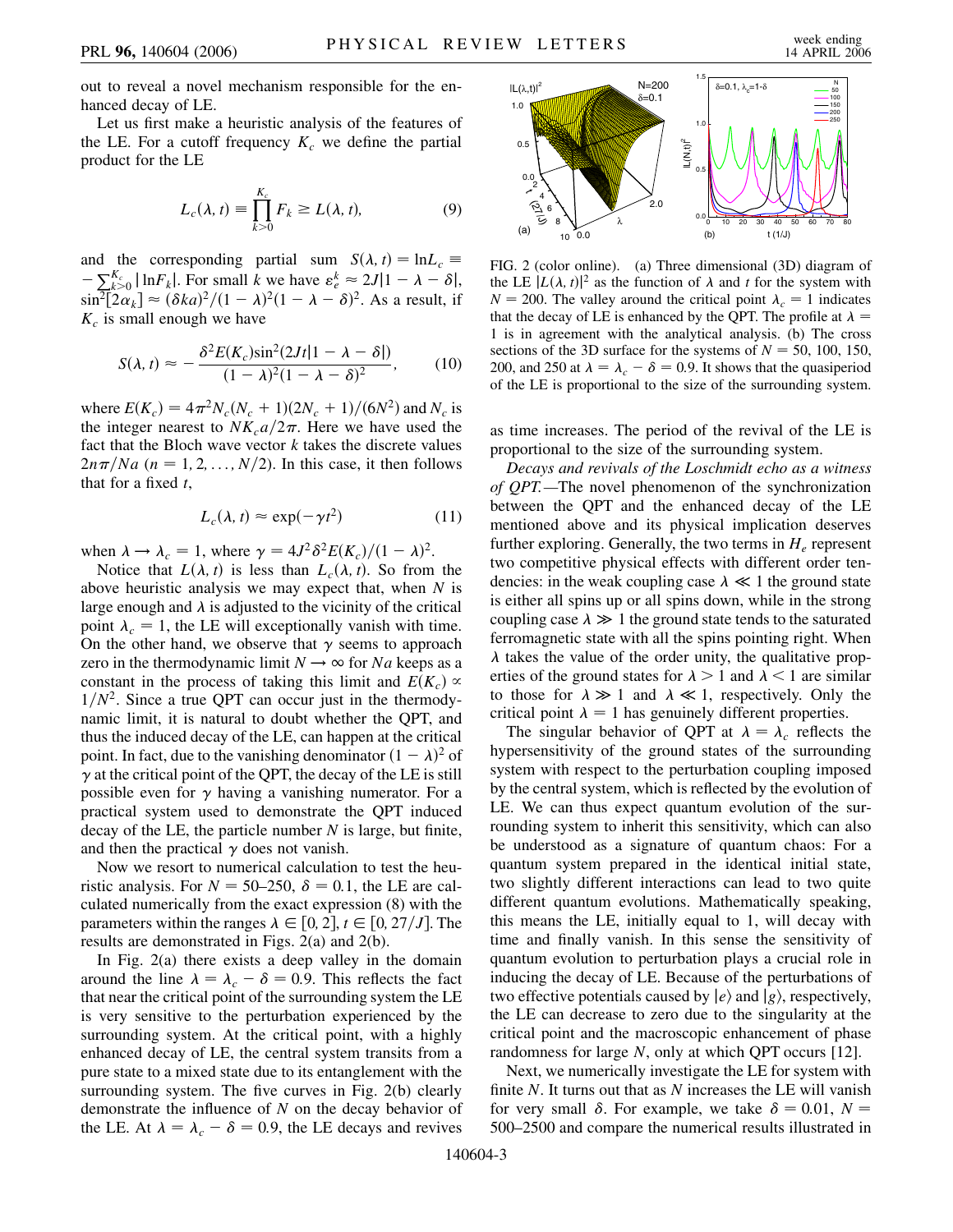out to reveal a novel mechanism responsible for the enhanced decay of LE.

Let us first make a heuristic analysis of the features of the LE. For a cutoff frequency $K_c$ we define the partial product for the LE

$$L_c(\lambda, t) \equiv \prod_{k>0}^{K_c} F_k \geq L(\lambda, t), \tag{9}$$

and the corresponding partial sum $S(\lambda, t) = \ln L_c \equiv -\sum_{k>0}^{K_c} |\ln F_k|$. For small $k$ we have $\varepsilon_e^k \approx 2J|1-\lambda-\delta|$, $\sin^2[2\alpha_k] \approx (\delta k a)^2/(1-\lambda)^2(1-\lambda-\delta)^2$. As a result, if $K_c$ is small enough we have

$$S(\lambda, t) \approx -\frac{\delta^2 E(K_c)\sin^2(2Jt|1-\lambda-\delta|)}{(1-\lambda)^2(1-\lambda-\delta)^2}, \tag{10}$$

where $E(K_c) = 4\pi^2 N_c(N_c+1)(2N_c+1)/(6N^2)$ and $N_c$ is the integer nearest to $NK_c a/2\pi$. Here we have used the fact that the Bloch wave vector $k$ takes the discrete values $2n\pi/Na$ ($n = 1, 2, \ldots, N/2$). In this case, it then follows that for a fixed $t$,

$$L_c(\lambda, t) \approx \exp(-\gamma t^2) \tag{11}$$

when $\lambda \to \lambda_c = 1$, where $\gamma = 4J^2\delta^2 E(K_c)/(1-\lambda)^2$.

Notice that $L(\lambda, t)$ is less than $L_c(\lambda, t)$. So from the above heuristic analysis we may expect that, when $N$ is large enough and $\lambda$ is adjusted to the vicinity of the critical point $\lambda_c = 1$, the LE will exceptionally vanish with time. On the other hand, we observe that $\gamma$ seems to approach zero in the thermodynamic limit $N \to \infty$ for $Na$ keeps as a constant in the process of taking this limit and $E(K_c) \propto 1/N^2$. Since a true QPT can occur just in the thermodynamic limit, it is natural to doubt whether the QPT, and thus the induced decay of the LE, can happen at the critical point. In fact, due to the vanishing denominator $(1-\lambda)^2$ of $\gamma$ at the critical point of the QPT, the decay of the LE is still possible even for $\gamma$ having a vanishing numerator. For a practical system used to demonstrate the QPT induced decay of the LE, the particle number $N$ is large, but finite, and then the practical $\gamma$ does not vanish.

Now we resort to numerical calculation to test the heuristic analysis. For $N = 50$–$250$, $\delta = 0.1$, the LE are calculated numerically from the exact expression (8) with the parameters within the ranges $\lambda \in [0, 2]$, $t \in [0, 27/J]$. The results are demonstrated in Figs. 2(a) and 2(b).

In Fig. 2(a) there exists a deep valley in the domain around the line $\lambda = \lambda_c - \delta = 0.9$. This reflects the fact that near the critical point of the surrounding system the LE is very sensitive to the perturbation experienced by the surrounding system. At the critical point, with a highly enhanced decay of LE, the central system transits from a pure state to a mixed state due to its entanglement with the surrounding system. The five curves in Fig. 2(b) clearly demonstrate the influence of $N$ on the decay behavior of the LE. At $\lambda = \lambda_c - \delta = 0.9$, the LE decays and revives as time increases. The period of the revival of the LE is proportional to the size of the surrounding system.

FIG. 2 (color online). (a) Three dimensional (3D) diagram of the LE $|L(\lambda, t)|^2$ as the function of $\lambda$ and $t$ for the system with $N = 200$. The valley around the critical point $\lambda_c = 1$ indicates that the decay of LE is enhanced by the QPT. The profile at $\lambda = 1$ is in agreement with the analytical analysis. (b) The cross sections of the 3D surface for the systems of $N = 50$, 100, 150, 200, and 250 at $\lambda = \lambda_c - \delta = 0.9$. It shows that the quasiperiod of the LE is proportional to the size of the surrounding system.

*Decays and revivals of the Loschmidt echo as a witness of QPT.*—The novel phenomenon of the synchronization between the QPT and the enhanced decay of the LE mentioned above and its physical implication deserves further exploring. Generally, the two terms in $H_e$ represent two competitive physical effects with different order tendencies: in the weak coupling case $\lambda \ll 1$ the ground state is either all spins up or all spins down, while in the strong coupling case $\lambda \gg 1$ the ground state tends to the saturated ferromagnetic state with all the spins pointing right. When $\lambda$ takes the value of the order unity, the qualitative properties of the ground states for $\lambda > 1$ and $\lambda < 1$ are similar to those for $\lambda \gg 1$ and $\lambda \ll 1$, respectively. Only the critical point $\lambda = 1$ has genuinely different properties.

The singular behavior of QPT at $\lambda = \lambda_c$ reflects the hypersensitivity of the ground states of the surrounding system with respect to the perturbation coupling imposed by the central system, which is reflected by the evolution of LE. We can thus expect quantum evolution of the surrounding system to inherit this sensitivity, which can also be understood as a signature of quantum chaos: For a quantum system prepared in the identical initial state, two slightly different interactions can lead to two quite different quantum evolutions. Mathematically speaking, this means the LE, initially equal to 1, will decay with time and finally vanish. In this sense the sensitivity of quantum evolution to perturbation plays a crucial role in inducing the decay of LE. Because of the perturbations of two effective potentials caused by $|e\rangle$ and $|g\rangle$, respectively, the LE can decrease to zero due to the singularity at the critical point and the macroscopic enhancement of phase randomness for large $N$, only at which QPT occurs [12].

Next, we numerically investigate the LE for system with finite $N$. It turns out that as $N$ increases the LE will vanish for very small $\delta$. For example, we take $\delta = 0.01$, $N = 500$–$2500$ and compare the numerical results illustrated in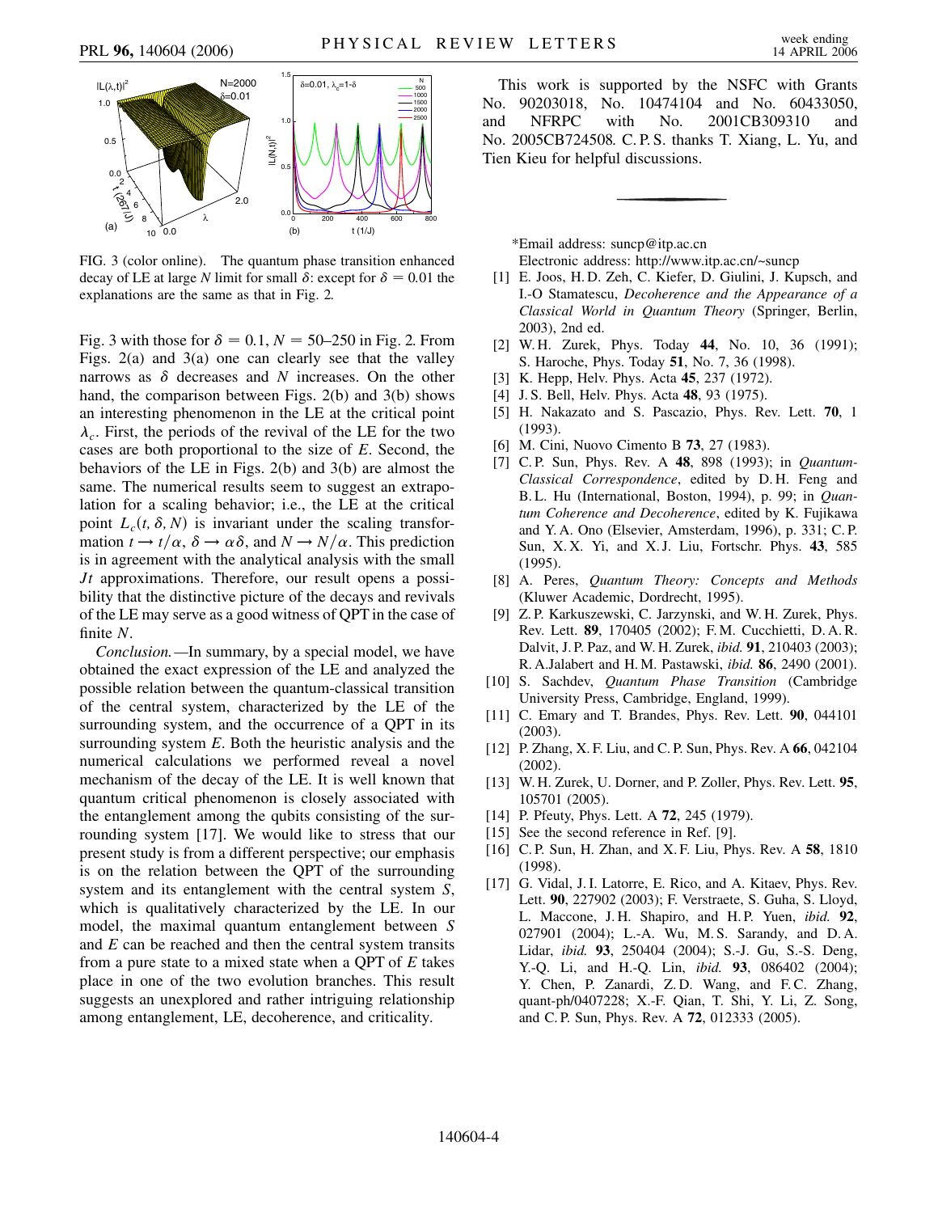$|L(\lambda,t)|^2$

N=2000

$\delta$=0.01

1.0

0.5

0.0

t (2$\pi$/J)

2

4

6

8

10

0.0

$\lambda$

2.0

(a)

1.5

$\delta$=0.01, $\lambda_c$=1-$\delta$

N

500

1000

1500

2000

2500

1.0

$|L(N,t)|^2$

0.5

0.0

0

200

400

600

800

(b)

t (1/J)

FIG. 3 (color online). The quantum phase transition enhanced decay of LE at large $N$ limit for small $\delta$: except for $\delta = 0.01$ the explanations are the same as that in Fig. 2.

Fig. 3 with those for $\delta = 0.1$, $N = 50$–$250$ in Fig. 2. From Figs. 2(a) and 3(a) one can clearly see that the valley narrows as $\delta$ decreases and $N$ increases. On the other hand, the comparison between Figs. 2(b) and 3(b) shows an interesting phenomenon in the LE at the critical point $\lambda_c$. First, the periods of the revival of the LE for the two cases are both proportional to the size of $E$. Second, the behaviors of the LE in Figs. 2(b) and 3(b) are almost the same. The numerical results seem to suggest an extrapolation for a scaling behavior; i.e., the LE at the critical point $L_c(t, \delta, N)$ is invariant under the scaling transformation $t \to t/\alpha$, $\delta \to \alpha\delta$, and $N \to N/\alpha$. This prediction is in agreement with the analytical analysis with the small $Jt$ approximations. Therefore, our result opens a possibility that the distinctive picture of the decays and revivals of the LE may serve as a good witness of QPT in the case of finite $N$.

*Conclusion.*—In summary, by a special model, we have obtained the exact expression of the LE and analyzed the possible relation between the quantum-classical transition of the central system, characterized by the LE of the surrounding system, and the occurrence of a QPT in its surrounding system $E$. Both the heuristic analysis and the numerical calculations we performed reveal a novel mechanism of the decay of the LE. It is well known that quantum critical phenomenon is closely associated with the entanglement among the qubits consisting of the surrounding system [17]. We would like to stress that our present study is from a different perspective; our emphasis is on the relation between the QPT of the surrounding system and its entanglement with the central system $S$, which is qualitatively characterized by the LE. In our model, the maximal quantum entanglement between $S$ and $E$ can be reached and then the central system transits from a pure state to a mixed state when a QPT of $E$ takes place in one of the two evolution branches. This result suggests an unexplored and rather intriguing relationship among entanglement, LE, decoherence, and criticality.

This work is supported by the NSFC with Grants No. 90203018, No. 10474104 and No. 60433050, and NFRPC with No. 2001CB309310 and No. 2005CB724508. C. P. S. thanks T. Xiang, L. Yu, and Tien Kieu for helpful discussions.

---

*Email address: suncp@itp.ac.cn
Electronic address: http://www.itp.ac.cn/~suncp

[1] E. Joos, H. D. Zeh, C. Kiefer, D. Giulini, J. Kupsch, and I.-O Stamatescu, *Decoherence and the Appearance of a Classical World in Quantum Theory* (Springer, Berlin, 2003), 2nd ed.

[2] W. H. Zurek, Phys. Today **44**, No. 10, 36 (1991); S. Haroche, Phys. Today **51**, No. 7, 36 (1998).

[3] K. Hepp, Helv. Phys. Acta **45**, 237 (1972).

[4] J. S. Bell, Helv. Phys. Acta **48**, 93 (1975).

[5] H. Nakazato and S. Pascazio, Phys. Rev. Lett. **70**, 1 (1993).

[6] M. Cini, Nuovo Cimento B **73**, 27 (1983).

[7] C. P. Sun, Phys. Rev. A **48**, 898 (1993); in *Quantum-Classical Correspondence*, edited by D. H. Feng and B. L. Hu (International, Boston, 1994), p. 99; in *Quantum Coherence and Decoherence*, edited by K. Fujikawa and Y. A. Ono (Elsevier, Amsterdam, 1996), p. 331; C. P. Sun, X. X. Yi, and X. J. Liu, Fortschr. Phys. **43**, 585 (1995).

[8] A. Peres, *Quantum Theory: Concepts and Methods* (Kluwer Academic, Dordrecht, 1995).

[9] Z. P. Karkuszewski, C. Jarzynski, and W. H. Zurek, Phys. Rev. Lett. **89**, 170405 (2002); F. M. Cucchietti, D. A. R. Dalvit, J. P. Paz, and W. H. Zurek, *ibid.* **91**, 210403 (2003); R. A. Jalabert and H. M. Pastawski, *ibid.* **86**, 2490 (2001).

[10] S. Sachdev, *Quantum Phase Transition* (Cambridge University Press, Cambridge, England, 1999).

[11] C. Emary and T. Brandes, Phys. Rev. Lett. **90**, 044101 (2003).

[12] P. Zhang, X. F. Liu, and C. P. Sun, Phys. Rev. A **66**, 042104 (2002).

[13] W. H. Zurek, U. Dorner, and P. Zoller, Phys. Rev. Lett. **95**, 105701 (2005).

[14] P. Pfeuty, Phys. Lett. A **72**, 245 (1979).

[15] See the second reference in Ref. [9].

[16] C. P. Sun, H. Zhan, and X. F. Liu, Phys. Rev. A **58**, 1810 (1998).

[17] G. Vidal, J. I. Latorre, E. Rico, and A. Kitaev, Phys. Rev. Lett. **90**, 227902 (2003); F. Verstraete, S. Guha, S. Lloyd, L. Maccone, J. H. Shapiro, and H. P. Yuen, *ibid.* **92**, 027901 (2004); L.-A. Wu, M. S. Sarandy, and D. A. Lidar, *ibid.* **93**, 250404 (2004); S.-J. Gu, S.-S. Deng, Y.-Q. Li, and H.-Q. Lin, *ibid.* **93**, 086402 (2004); Y. Chen, P. Zanardi, Z. D. Wang, and F. C. Zhang, quant-ph/0407228; X.-F. Qian, T. Shi, Y. Li, Z. Song, and C. P. Sun, Phys. Rev. A **72**, 012333 (2005).